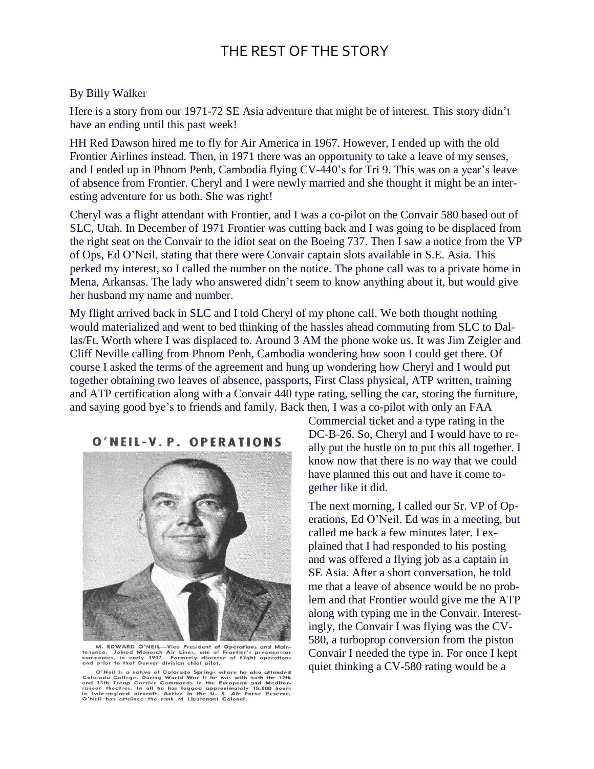# THE REST OF THE STORY

By Billy Walker

Here is a story from our 1971-72 SE Asia adventure that might be of interest. This story didn't have an ending until this past week!

HH Red Dawson hired me to fly for Air America in 1967. However, I ended up with the old Frontier Airlines instead. Then, in 1971 there was an opportunity to take a leave of my senses, and I ended up in Phnom Penh, Cambodia flying CV-440's for Tri 9. This was on a year's leave of absence from Frontier. Cheryl and I were newly married and she thought it might be an interesting adventure for us both. She was right!

Cheryl was a flight attendant with Frontier, and I was a co-pilot on the Convair 580 based out of SLC, Utah. In December of 1971 Frontier was cutting back and I was going to be displaced from the right seat on the Convair to the idiot seat on the Boeing 737. Then I saw a notice from the VP of Ops, Ed O'Neil, stating that there were Convair captain slots available in S.E. Asia. This perked my interest, so I called the number on the notice. The phone call was to a private home in Mena, Arkansas. The lady who answered didn't seem to know anything about it, but would give her husband my name and number.

My flight arrived back in SLC and I told Cheryl of my phone call. We both thought nothing would materialized and went to bed thinking of the hassles ahead commuting from SLC to Dallas/Ft. Worth where I was displaced to. Around 3 AM the phone woke us. It was Jim Zeigler and Cliff Neville calling from Phnom Penh, Cambodia wondering how soon I could get there. Of course I asked the terms of the agreement and hung up wondering how Cheryl and I would put together obtaining two leaves of absence, passports, First Class physical, ATP written, training and ATP certification along with a Convair 440 type rating, selling the car, storing the furniture, and saying good bye's to friends and family. Back then, I was a co-pilot with only an FAA Commercial ticket and a type rating in the DC-B-26. So, Cheryl and I would have to really put the hustle on to put this all together. I know now that there is no way that we could have planned this out and have it come together like it did.

**O'NEIL-V.P. OPERATIONS**

M. EDWARD O'NEIL—Vice President of Operations and Maintenance. Joined Monarch Air Lines, one of Frontier's predecessor companies, in early 1947. Formerly director of flight operations and prior to that Denver division chief pilot.

O'Neil is a native of Colorado Springs where he also attended Colorado College. During World War II he was with both the 12th and 15th Troop Carrier Commands in the European and Mediterranean theatres. In all he has logged approximately 15,000 hours in twin-engined aircraft. Active in the U. S. Air Force Reserve, O'Neil has attained the rank of Lieutenant Colonel.

The next morning, I called our Sr. VP of Operations, Ed O'Neil. Ed was in a meeting, but called me back a few minutes later. I explained that I had responded to his posting and was offered a flying job as a captain in SE Asia. After a short conversation, he told me that a leave of absence would be no problem and that Frontier would give me the ATP along with typing me in the Convair. Interestingly, the Convair I was flying was the CV-580, a turboprop conversion from the piston Convair I needed the type in. For once I kept quiet thinking a CV-580 rating would be a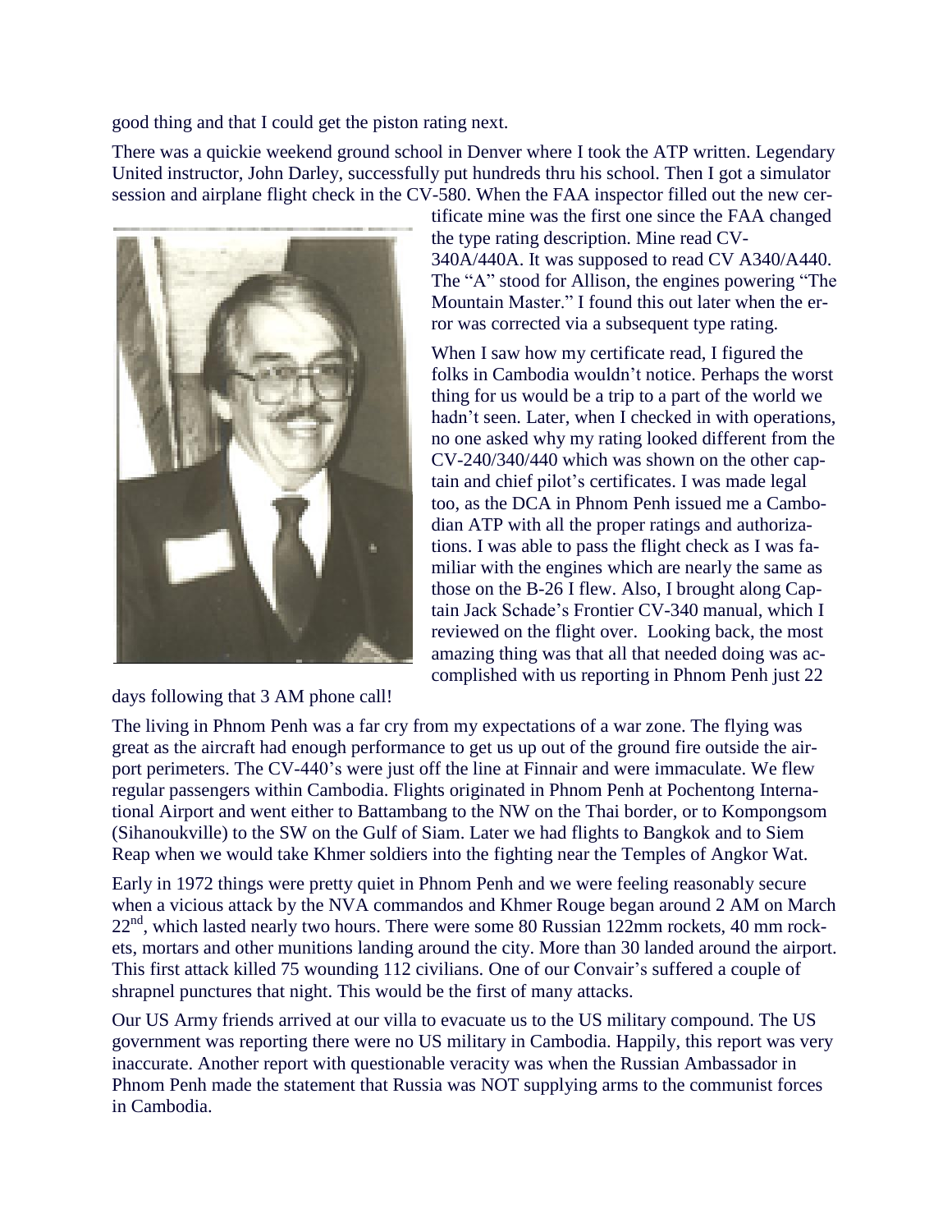good thing and that I could get the piston rating next.

There was a quickie weekend ground school in Denver where I took the ATP written. Legendary United instructor, John Darley, successfully put hundreds thru his school. Then I got a simulator session and airplane flight check in the CV-580. When the FAA inspector filled out the new certificate mine was the first one since the FAA changed the type rating description. Mine read CV-340A/440A. It was supposed to read CV A340/A440. The "A" stood for Allison, the engines powering "The Mountain Master." I found this out later when the error was corrected via a subsequent type rating.

When I saw how my certificate read, I figured the folks in Cambodia wouldn't notice. Perhaps the worst thing for us would be a trip to a part of the world we hadn't seen. Later, when I checked in with operations, no one asked why my rating looked different from the CV-240/340/440 which was shown on the other captain and chief pilot's certificates. I was made legal too, as the DCA in Phnom Penh issued me a Cambodian ATP with all the proper ratings and authorizations. I was able to pass the flight check as I was familiar with the engines which are nearly the same as those on the B-26 I flew. Also, I brought along Captain Jack Schade's Frontier CV-340 manual, which I reviewed on the flight over. Looking back, the most amazing thing was that all that needed doing was accomplished with us reporting in Phnom Penh just 22 days following that 3 AM phone call!

The living in Phnom Penh was a far cry from my expectations of a war zone. The flying was great as the aircraft had enough performance to get us up out of the ground fire outside the airport perimeters. The CV-440's were just off the line at Finnair and were immaculate. We flew regular passengers within Cambodia. Flights originated in Phnom Penh at Pochentong International Airport and went either to Battambang to the NW on the Thai border, or to Kompongsom (Sihanoukville) to the SW on the Gulf of Siam. Later we had flights to Bangkok and to Siem Reap when we would take Khmer soldiers into the fighting near the Temples of Angkor Wat.

Early in 1972 things were pretty quiet in Phnom Penh and we were feeling reasonably secure when a vicious attack by the NVA commandos and Khmer Rouge began around 2 AM on March 22nd, which lasted nearly two hours. There were some 80 Russian 122mm rockets, 40 mm rockets, mortars and other munitions landing around the city. More than 30 landed around the airport. This first attack killed 75 wounding 112 civilians. One of our Convair's suffered a couple of shrapnel punctures that night. This would be the first of many attacks.

Our US Army friends arrived at our villa to evacuate us to the US military compound. The US government was reporting there were no US military in Cambodia. Happily, this report was very inaccurate. Another report with questionable veracity was when the Russian Ambassador in Phnom Penh made the statement that Russia was NOT supplying arms to the communist forces in Cambodia.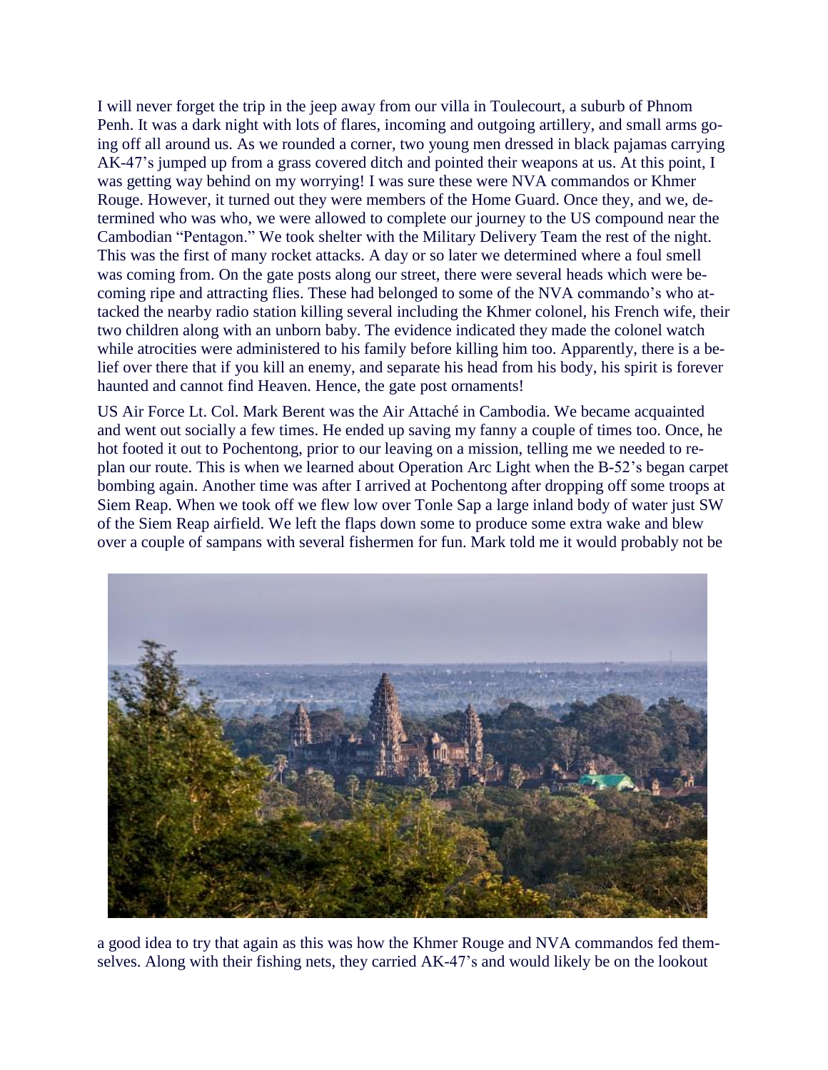I will never forget the trip in the jeep away from our villa in Toulecourt, a suburb of Phnom Penh. It was a dark night with lots of flares, incoming and outgoing artillery, and small arms going off all around us. As we rounded a corner, two young men dressed in black pajamas carrying AK-47's jumped up from a grass covered ditch and pointed their weapons at us. At this point, I was getting way behind on my worrying! I was sure these were NVA commandos or Khmer Rouge. However, it turned out they were members of the Home Guard. Once they, and we, determined who was who, we were allowed to complete our journey to the US compound near the Cambodian "Pentagon." We took shelter with the Military Delivery Team the rest of the night. This was the first of many rocket attacks. A day or so later we determined where a foul smell was coming from. On the gate posts along our street, there were several heads which were becoming ripe and attracting flies. These had belonged to some of the NVA commando's who attacked the nearby radio station killing several including the Khmer colonel, his French wife, their two children along with an unborn baby. The evidence indicated they made the colonel watch while atrocities were administered to his family before killing him too. Apparently, there is a belief over there that if you kill an enemy, and separate his head from his body, his spirit is forever haunted and cannot find Heaven. Hence, the gate post ornaments!

US Air Force Lt. Col. Mark Berent was the Air Attaché in Cambodia. We became acquainted and went out socially a few times. He ended up saving my fanny a couple of times too. Once, he hot footed it out to Pochentong, prior to our leaving on a mission, telling me we needed to replan our route. This is when we learned about Operation Arc Light when the B-52's began carpet bombing again. Another time was after I arrived at Pochentong after dropping off some troops at Siem Reap. When we took off we flew low over Tonle Sap a large inland body of water just SW of the Siem Reap airfield. We left the flaps down some to produce some extra wake and blew over a couple of sampans with several fishermen for fun. Mark told me it would probably not be a good idea to try that again as this was how the Khmer Rouge and NVA commandos fed themselves. Along with their fishing nets, they carried AK-47's and would likely be on the lookout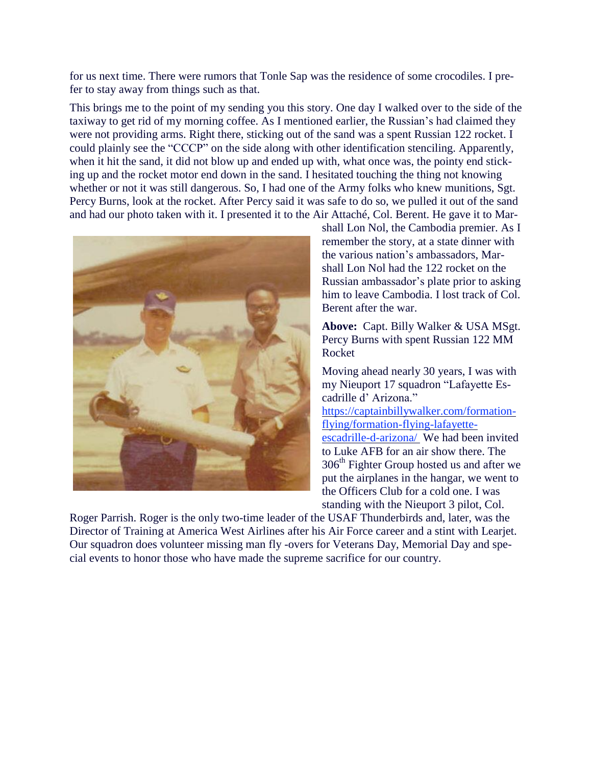for us next time. There were rumors that Tonle Sap was the residence of some crocodiles. I prefer to stay away from things such as that.

This brings me to the point of my sending you this story. One day I walked over to the side of the taxiway to get rid of my morning coffee. As I mentioned earlier, the Russian's had claimed they were not providing arms. Right there, sticking out of the sand was a spent Russian 122 rocket. I could plainly see the "CCCP" on the side along with other identification stenciling. Apparently, when it hit the sand, it did not blow up and ended up with, what once was, the pointy end sticking up and the rocket motor end down in the sand. I hesitated touching the thing not knowing whether or not it was still dangerous. So, I had one of the Army folks who knew munitions, Sgt. Percy Burns, look at the rocket. After Percy said it was safe to do so, we pulled it out of the sand and had our photo taken with it. I presented it to the Air Attaché, Col. Berent. He gave it to Marshall Lon Nol, the Cambodia premier. As I remember the story, at a state dinner with the various nation's ambassadors, Marshall Lon Nol had the 122 rocket on the Russian ambassador's plate prior to asking him to leave Cambodia. I lost track of Col. Berent after the war.

**Above:** Capt. Billy Walker & USA MSgt. Percy Burns with spent Russian 122 MM Rocket

Moving ahead nearly 30 years, I was with my Nieuport 17 squadron "Lafayette Escadrille d' Arizona." https://captainbillywalker.com/formation-flying/formation-flying-lafayette-escadrille-d-arizona/ We had been invited to Luke AFB for an air show there. The 306th Fighter Group hosted us and after we put the airplanes in the hangar, we went to the Officers Club for a cold one. I was standing with the Nieuport 3 pilot, Col. Roger Parrish. Roger is the only two-time leader of the USAF Thunderbirds and, later, was the Director of Training at America West Airlines after his Air Force career and a stint with Learjet. Our squadron does volunteer missing man fly -overs for Veterans Day, Memorial Day and special events to honor those who have made the supreme sacrifice for our country.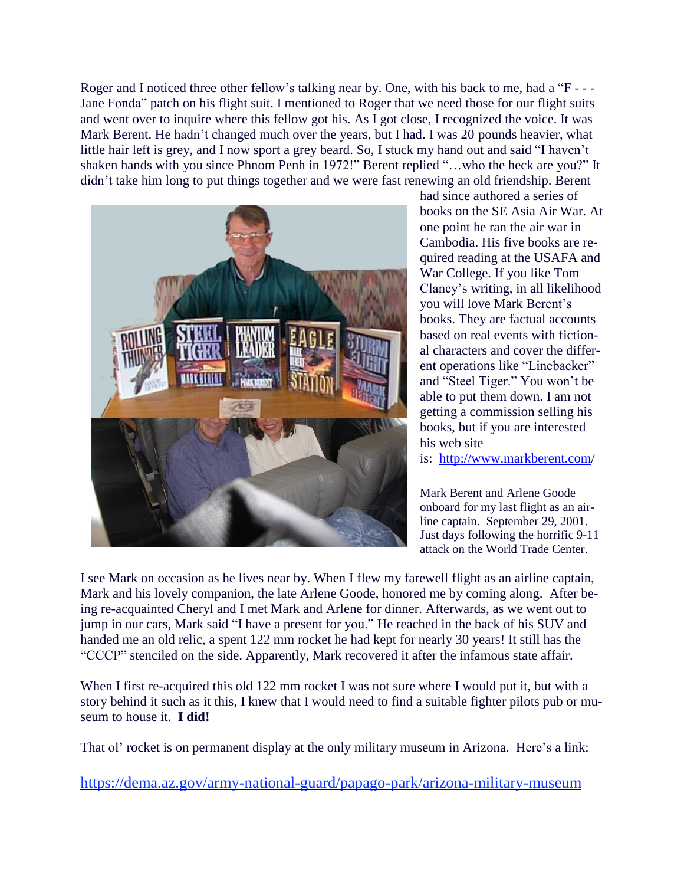Roger and I noticed three other fellow's talking near by. One, with his back to me, had a "F - - - Jane Fonda" patch on his flight suit. I mentioned to Roger that we need those for our flight suits and went over to inquire where this fellow got his. As I got close, I recognized the voice. It was Mark Berent. He hadn't changed much over the years, but I had. I was 20 pounds heavier, what little hair left is grey, and I now sport a grey beard. So, I stuck my hand out and said "I haven't shaken hands with you since Phnom Penh in 1972!" Berent replied "…who the heck are you?" It didn't take him long to put things together and we were fast renewing an old friendship. Berent had since authored a series of books on the SE Asia Air War. At one point he ran the air war in Cambodia. His five books are required reading at the USAFA and War College. If you like Tom Clancy's writing, in all likelihood you will love Mark Berent's books. They are factual accounts based on real events with fictional characters and cover the different operations like "Linebacker" and "Steel Tiger." You won't be able to put them down. I am not getting a commission selling his books, but if you are interested his web site is: http://www.markberent.com/

Mark Berent and Arlene Goode onboard for my last flight as an airline captain. September 29, 2001. Just days following the horrific 9-11 attack on the World Trade Center.

I see Mark on occasion as he lives near by. When I flew my farewell flight as an airline captain, Mark and his lovely companion, the late Arlene Goode, honored me by coming along. After being re-acquainted Cheryl and I met Mark and Arlene for dinner. Afterwards, as we went out to jump in our cars, Mark said "I have a present for you." He reached in the back of his SUV and handed me an old relic, a spent 122 mm rocket he had kept for nearly 30 years! It still has the "CCCP" stenciled on the side. Apparently, Mark recovered it after the infamous state affair.

When I first re-acquired this old 122 mm rocket I was not sure where I would put it, but with a story behind it such as it this, I knew that I would need to find a suitable fighter pilots pub or museum to house it. **I did!**

That ol' rocket is on permanent display at the only military museum in Arizona. Here's a link:

https://dema.az.gov/army-national-guard/papago-park/arizona-military-museum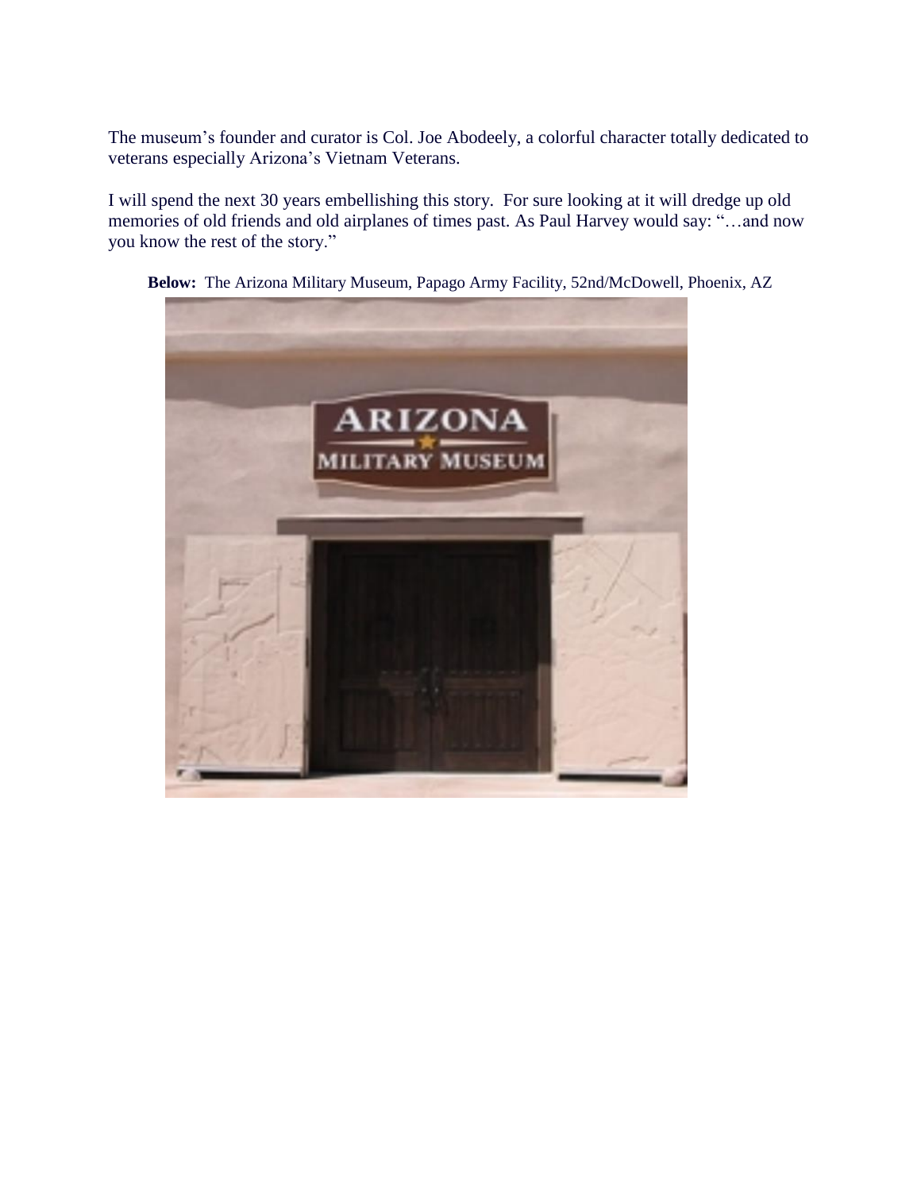The museum's founder and curator is Col. Joe Abodeely, a colorful character totally dedicated to veterans especially Arizona's Vietnam Veterans.

I will spend the next 30 years embellishing this story. For sure looking at it will dredge up old memories of old friends and old airplanes of times past. As Paul Harvey would say: "…and now you know the rest of the story."

**Below:** The Arizona Military Museum, Papago Army Facility, 52nd/McDowell, Phoenix, AZ